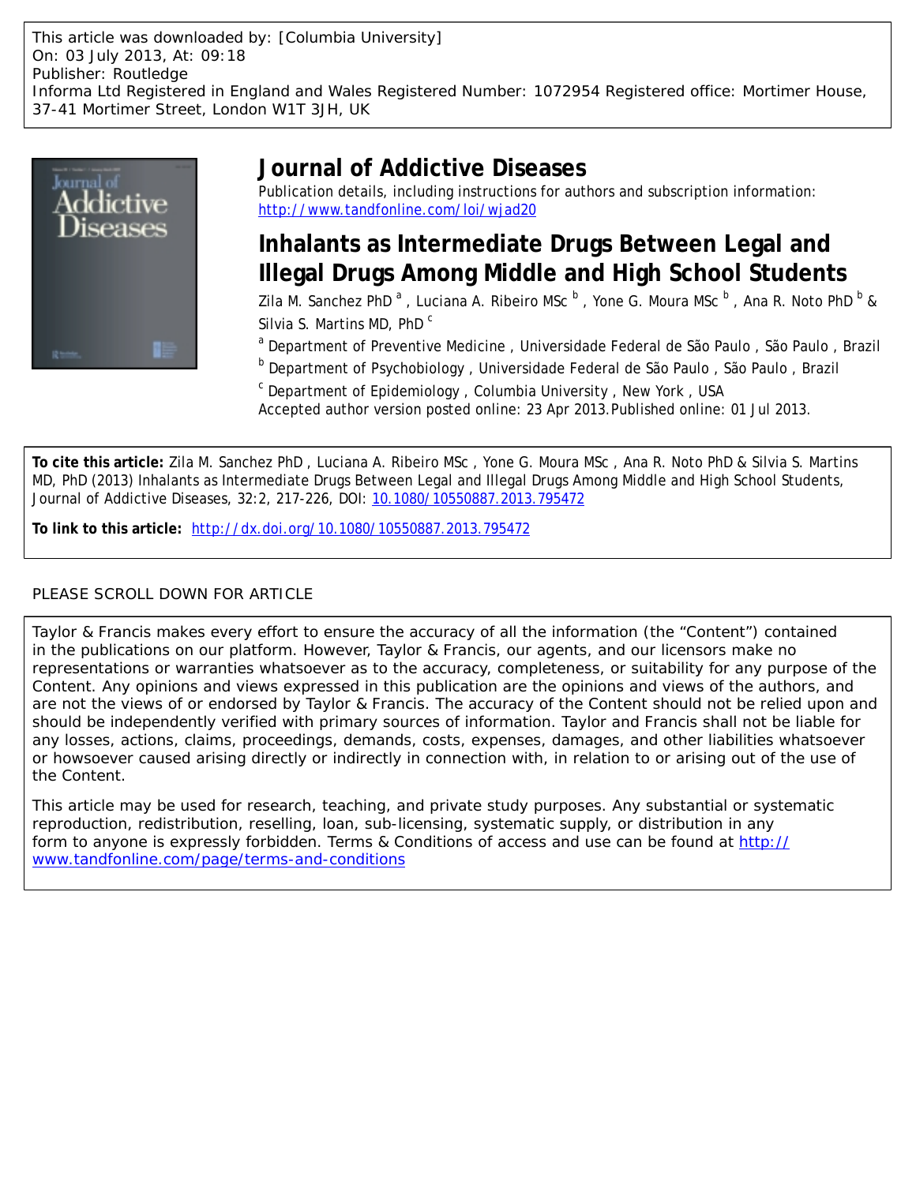This article was downloaded by: [Columbia University]
On: 03 July 2013, At: 09:18
Publisher: Routledge
Informa Ltd Registered in England and Wales Registered Number: 1072954 Registered office: Mortimer House, 37-41 Mortimer Street, London W1T 3JH, UK

# Journal of Addictive Diseases

Publication details, including instructions for authors and subscription information:
http://www.tandfonline.com/loi/wjad20

## Inhalants as Intermediate Drugs Between Legal and Illegal Drugs Among Middle and High School Students

Zila M. Sanchez PhD [a] , Luciana A. Ribeiro MSc [b] , Yone G. Moura MSc [b] , Ana R. Noto PhD [b] & Silvia S. Martins MD, PhD [c]

[a] Department of Preventive Medicine , Universidade Federal de São Paulo , São Paulo , Brazil

[b] Department of Psychobiology , Universidade Federal de São Paulo , São Paulo , Brazil

[c] Department of Epidemiology , Columbia University , New York , USA

Accepted author version posted online: 23 Apr 2013. Published online: 01 Jul 2013.

**To cite this article:** Zila M. Sanchez PhD , Luciana A. Ribeiro MSc , Yone G. Moura MSc , Ana R. Noto PhD & Silvia S. Martins MD, PhD (2013) Inhalants as Intermediate Drugs Between Legal and Illegal Drugs Among Middle and High School Students, *Journal of Addictive Diseases*, 32:2, 217-226, DOI: 10.1080/10550887.2013.795472

**To link to this article:** http://dx.doi.org/10.1080/10550887.2013.795472

PLEASE SCROLL DOWN FOR ARTICLE

Taylor & Francis makes every effort to ensure the accuracy of all the information (the "Content") contained in the publications on our platform. However, Taylor & Francis, our agents, and our licensors make no representations or warranties whatsoever as to the accuracy, completeness, or suitability for any purpose of the Content. Any opinions and views expressed in this publication are the opinions and views of the authors, and are not the views of or endorsed by Taylor & Francis. The accuracy of the Content should not be relied upon and should be independently verified with primary sources of information. Taylor and Francis shall not be liable for any losses, actions, claims, proceedings, demands, costs, expenses, damages, and other liabilities whatsoever or howsoever caused arising directly or indirectly in connection with, in relation to or arising out of the use of the Content.

This article may be used for research, teaching, and private study purposes. Any substantial or systematic reproduction, redistribution, reselling, loan, sub-licensing, systematic supply, or distribution in any form to anyone is expressly forbidden. Terms & Conditions of access and use can be found at http://www.tandfonline.com/page/terms-and-conditions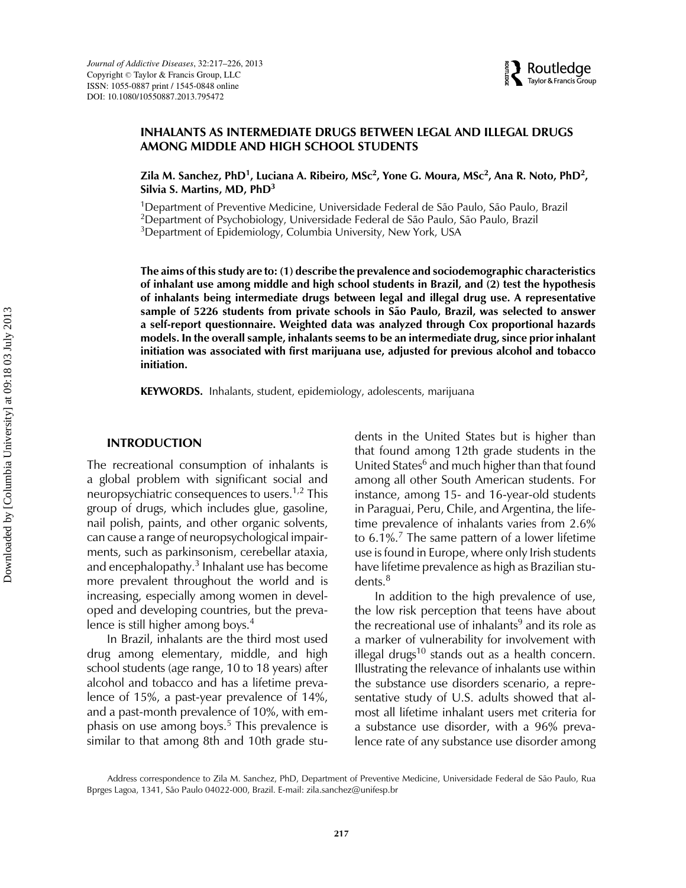# INHALANTS AS INTERMEDIATE DRUGS BETWEEN LEGAL AND ILLEGAL DRUGS AMONG MIDDLE AND HIGH SCHOOL STUDENTS

**Zila M. Sanchez, PhD[1], Luciana A. Ribeiro, MSc[2], Yone G. Moura, MSc[2], Ana R. Noto, PhD[2], Silvia S. Martins, MD, PhD[3]**

[1]Department of Preventive Medicine, Universidade Federal de São Paulo, São Paulo, Brazil
[2]Department of Psychobiology, Universidade Federal de São Paulo, São Paulo, Brazil
[3]Department of Epidemiology, Columbia University, New York, USA

**The aims of this study are to: (1) describe the prevalence and sociodemographic characteristics of inhalant use among middle and high school students in Brazil, and (2) test the hypothesis of inhalants being intermediate drugs between legal and illegal drug use. A representative sample of 5226 students from private schools in São Paulo, Brazil, was selected to answer a self-report questionnaire. Weighted data was analyzed through Cox proportional hazards models. In the overall sample, inhalants seems to be an intermediate drug, since prior inhalant initiation was associated with first marijuana use, adjusted for previous alcohol and tobacco initiation.**

**KEYWORDS.** Inhalants, student, epidemiology, adolescents, marijuana

## INTRODUCTION

The recreational consumption of inhalants is a global problem with significant social and neuropsychiatric consequences to users.[1,2] This group of drugs, which includes glue, gasoline, nail polish, paints, and other organic solvents, can cause a range of neuropsychological impairments, such as parkinsonism, cerebellar ataxia, and encephalopathy.[3] Inhalant use has become more prevalent throughout the world and is increasing, especially among women in developed and developing countries, but the prevalence is still higher among boys.[4]

In Brazil, inhalants are the third most used drug among elementary, middle, and high school students (age range, 10 to 18 years) after alcohol and tobacco and has a lifetime prevalence of 15%, a past-year prevalence of 14%, and a past-month prevalence of 10%, with emphasis on use among boys.[5] This prevalence is similar to that among 8th and 10th grade students in the United States but is higher than that found among 12th grade students in the United States[6] and much higher than that found among all other South American students. For instance, among 15- and 16-year-old students in Paraguai, Peru, Chile, and Argentina, the lifetime prevalence of inhalants varies from 2.6% to 6.1%.[7] The same pattern of a lower lifetime use is found in Europe, where only Irish students have lifetime prevalence as high as Brazilian students.[8]

In addition to the high prevalence of use, the low risk perception that teens have about the recreational use of inhalants[9] and its role as a marker of vulnerability for involvement with illegal drugs[10] stands out as a health concern. Illustrating the relevance of inhalants use within the substance use disorders scenario, a representative study of U.S. adults showed that almost all lifetime inhalant users met criteria for a substance use disorder, with a 96% prevalence rate of any substance use disorder among

Address correspondence to Zila M. Sanchez, PhD, Department of Preventive Medicine, Universidade Federal de São Paulo, Rua Bprges Lagoa, 1341, São Paulo 04022-000, Brazil. E-mail: zila.sanchez@unifesp.br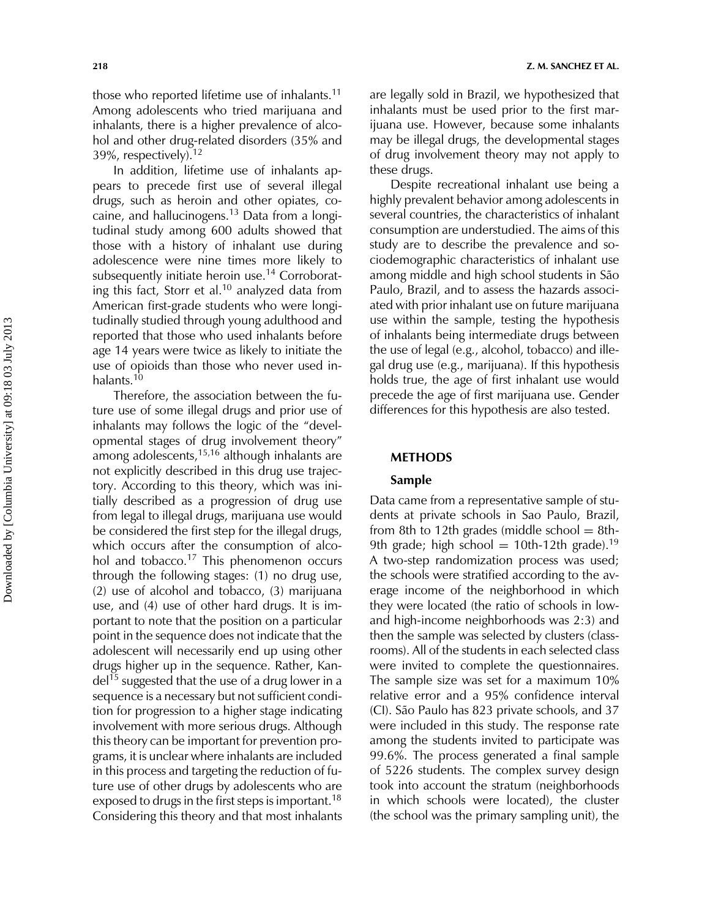those who reported lifetime use of inhalants.[11] Among adolescents who tried marijuana and inhalants, there is a higher prevalence of alcohol and other drug-related disorders (35% and 39%, respectively).[12]

In addition, lifetime use of inhalants appears to precede first use of several illegal drugs, such as heroin and other opiates, cocaine, and hallucinogens.[13] Data from a longitudinal study among 600 adults showed that those with a history of inhalant use during adolescence were nine times more likely to subsequently initiate heroin use.[14] Corroborating this fact, Storr et al.[10] analyzed data from American first-grade students who were longitudinally studied through young adulthood and reported that those who used inhalants before age 14 years were twice as likely to initiate the use of opioids than those who never used inhalants.[10]

Therefore, the association between the future use of some illegal drugs and prior use of inhalants may follows the logic of the "developmental stages of drug involvement theory" among adolescents,[15,16] although inhalants are not explicitly described in this drug use trajectory. According to this theory, which was initially described as a progression of drug use from legal to illegal drugs, marijuana use would be considered the first step for the illegal drugs, which occurs after the consumption of alcohol and tobacco.[17] This phenomenon occurs through the following stages: (1) no drug use, (2) use of alcohol and tobacco, (3) marijuana use, and (4) use of other hard drugs. It is important to note that the position on a particular point in the sequence does not indicate that the adolescent will necessarily end up using other drugs higher up in the sequence. Rather, Kandel[15] suggested that the use of a drug lower in a sequence is a necessary but not sufficient condition for progression to a higher stage indicating involvement with more serious drugs. Although this theory can be important for prevention programs, it is unclear where inhalants are included in this process and targeting the reduction of future use of other drugs by adolescents who are exposed to drugs in the first steps is important.[18] Considering this theory and that most inhalants are legally sold in Brazil, we hypothesized that inhalants must be used prior to the first marijuana use. However, because some inhalants may be illegal drugs, the developmental stages of drug involvement theory may not apply to these drugs.

Despite recreational inhalant use being a highly prevalent behavior among adolescents in several countries, the characteristics of inhalant consumption are understudied. The aims of this study are to describe the prevalence and sociodemographic characteristics of inhalant use among middle and high school students in São Paulo, Brazil, and to assess the hazards associated with prior inhalant use on future marijuana use within the sample, testing the hypothesis of inhalants being intermediate drugs between the use of legal (e.g., alcohol, tobacco) and illegal drug use (e.g., marijuana). If this hypothesis holds true, the age of first inhalant use would precede the age of first marijuana use. Gender differences for this hypothesis are also tested.

## METHODS

### Sample

Data came from a representative sample of students at private schools in Sao Paulo, Brazil, from 8th to 12th grades (middle school = 8th-9th grade; high school = 10th-12th grade).[19] A two-step randomization process was used; the schools were stratified according to the average income of the neighborhood in which they were located (the ratio of schools in low- and high-income neighborhoods was 2:3) and then the sample was selected by clusters (classrooms). All of the students in each selected class were invited to complete the questionnaires. The sample size was set for a maximum 10% relative error and a 95% confidence interval (CI). São Paulo has 823 private schools, and 37 were included in this study. The response rate among the students invited to participate was 99.6%. The process generated a final sample of 5226 students. The complex survey design took into account the stratum (neighborhoods in which schools were located), the cluster (the school was the primary sampling unit), the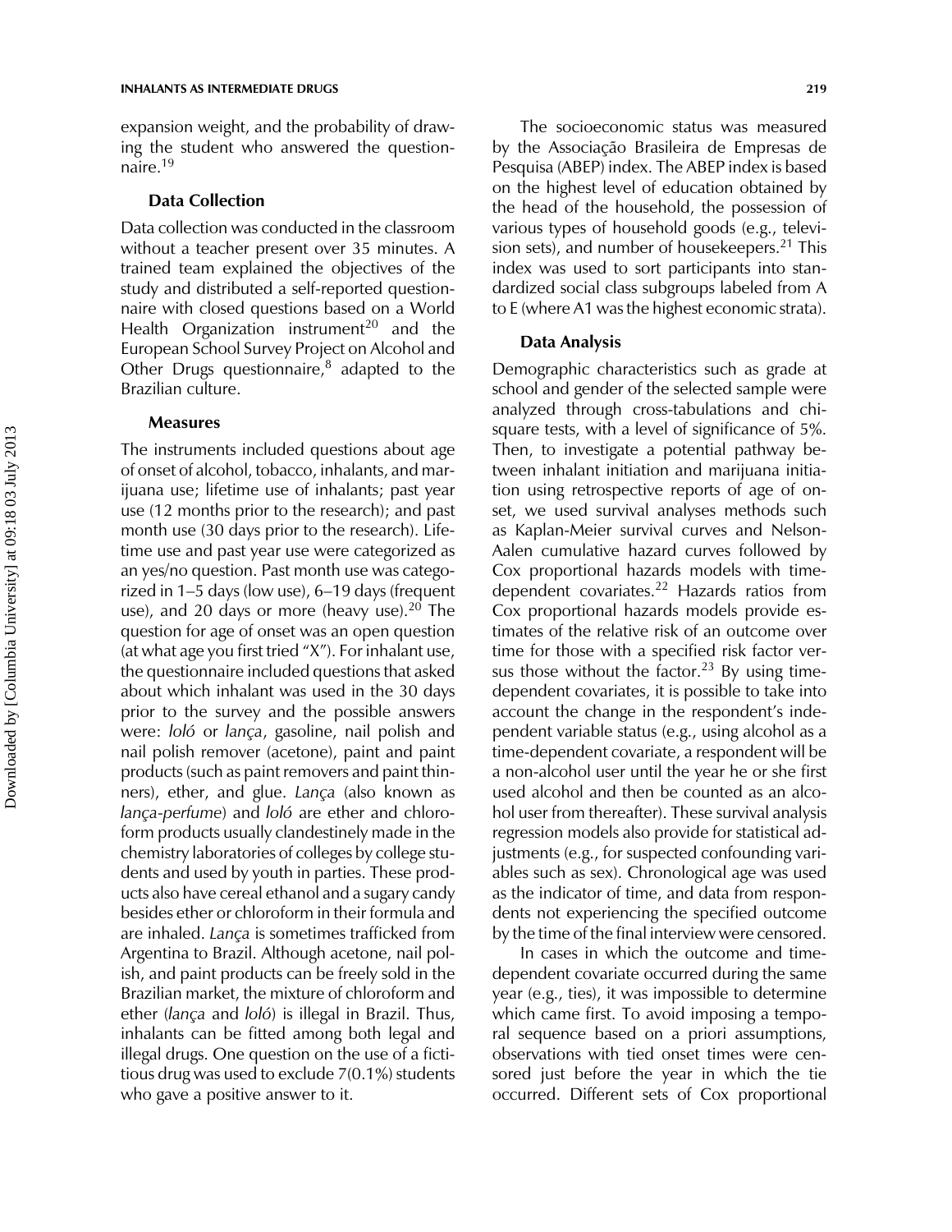expansion weight, and the probability of drawing the student who answered the questionnaire.[19]

### Data Collection

Data collection was conducted in the classroom without a teacher present over 35 minutes. A trained team explained the objectives of the study and distributed a self-reported questionnaire with closed questions based on a World Health Organization instrument[20] and the European School Survey Project on Alcohol and Other Drugs questionnaire,[8] adapted to the Brazilian culture.

### Measures

The instruments included questions about age of onset of alcohol, tobacco, inhalants, and marijuana use; lifetime use of inhalants; past year use (12 months prior to the research); and past month use (30 days prior to the research). Lifetime use and past year use were categorized as an yes/no question. Past month use was categorized in 1–5 days (low use), 6–19 days (frequent use), and 20 days or more (heavy use).[20] The question for age of onset was an open question (at what age you first tried "X"). For inhalant use, the questionnaire included questions that asked about which inhalant was used in the 30 days prior to the survey and the possible answers were: *loló* or *lança*, gasoline, nail polish and nail polish remover (acetone), paint and paint products (such as paint removers and paint thinners), ether, and glue. *Lança* (also known as *lança-perfume*) and *loló* are ether and chloroform products usually clandestinely made in the chemistry laboratories of colleges by college students and used by youth in parties. These products also have cereal ethanol and a sugary candy besides ether or chloroform in their formula and are inhaled. *Lança* is sometimes trafficked from Argentina to Brazil. Although acetone, nail polish, and paint products can be freely sold in the Brazilian market, the mixture of chloroform and ether (*lança* and *loló*) is illegal in Brazil. Thus, inhalants can be fitted among both legal and illegal drugs. One question on the use of a fictitious drug was used to exclude 7(0.1%) students who gave a positive answer to it.

The socioeconomic status was measured by the Associação Brasileira de Empresas de Pesquisa (ABEP) index. The ABEP index is based on the highest level of education obtained by the head of the household, the possession of various types of household goods (e.g., television sets), and number of housekeepers.[21] This index was used to sort participants into standardized social class subgroups labeled from A to E (where A1 was the highest economic strata).

### Data Analysis

Demographic characteristics such as grade at school and gender of the selected sample were analyzed through cross-tabulations and chi-square tests, with a level of significance of 5%. Then, to investigate a potential pathway between inhalant initiation and marijuana initiation using retrospective reports of age of onset, we used survival analyses methods such as Kaplan-Meier survival curves and Nelson-Aalen cumulative hazard curves followed by Cox proportional hazards models with time-dependent covariates.[22] Hazards ratios from Cox proportional hazards models provide estimates of the relative risk of an outcome over time for those with a specified risk factor versus those without the factor.[23] By using time-dependent covariates, it is possible to take into account the change in the respondent's independent variable status (e.g., using alcohol as a time-dependent covariate, a respondent will be a non-alcohol user until the year he or she first used alcohol and then be counted as an alcohol user from thereafter). These survival analysis regression models also provide for statistical adjustments (e.g., for suspected confounding variables such as sex). Chronological age was used as the indicator of time, and data from respondents not experiencing the specified outcome by the time of the final interview were censored.

In cases in which the outcome and time-dependent covariate occurred during the same year (e.g., ties), it was impossible to determine which came first. To avoid imposing a temporal sequence based on a priori assumptions, observations with tied onset times were censored just before the year in which the tie occurred. Different sets of Cox proportional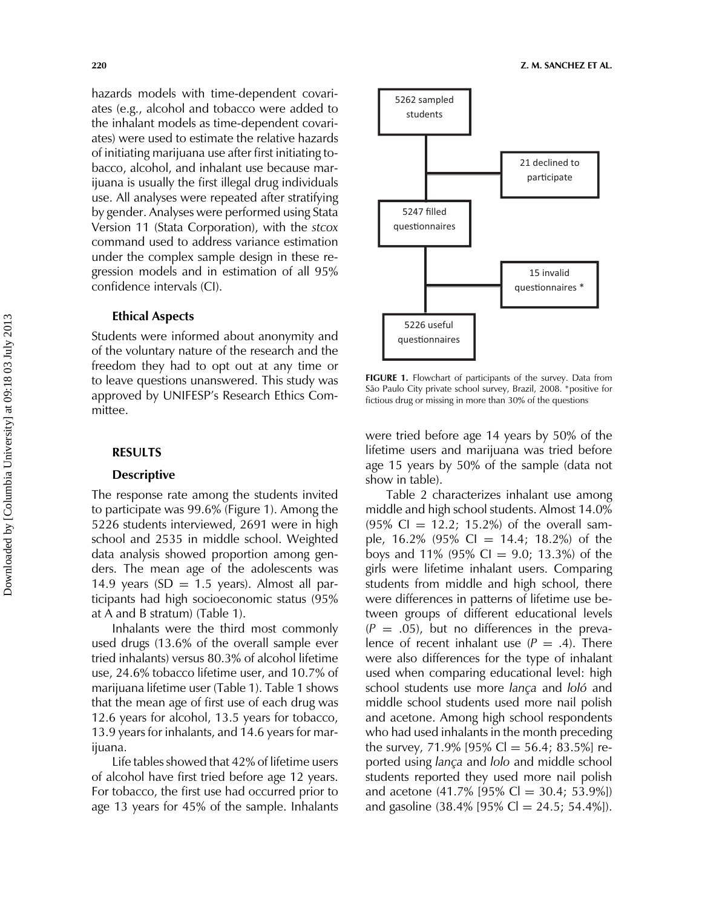hazards models with time-dependent covariates (e.g., alcohol and tobacco were added to the inhalant models as time-dependent covariates) were used to estimate the relative hazards of initiating marijuana use after first initiating tobacco, alcohol, and inhalant use because marijuana is usually the first illegal drug individuals use. All analyses were repeated after stratifying by gender. Analyses were performed using Stata Version 11 (Stata Corporation), with the *stcox* command used to address variance estimation under the complex sample design in these regression models and in estimation of all 95% confidence intervals (CI).

### Ethical Aspects

Students were informed about anonymity and of the voluntary nature of the research and the freedom they had to opt out at any time or to leave questions unanswered. This study was approved by UNIFESP's Research Ethics Committee.

## RESULTS

### Descriptive

The response rate among the students invited to participate was 99.6% (Figure 1). Among the 5226 students interviewed, 2691 were in high school and 2535 in middle school. Weighted data analysis showed proportion among genders. The mean age of the adolescents was 14.9 years (SD = 1.5 years). Almost all participants had high socioeconomic status (95% at A and B stratum) (Table 1).

Inhalants were the third most commonly used drugs (13.6% of the overall sample ever tried inhalants) versus 80.3% of alcohol lifetime use, 24.6% tobacco lifetime user, and 10.7% of marijuana lifetime user (Table 1). Table 1 shows that the mean age of first use of each drug was 12.6 years for alcohol, 13.5 years for tobacco, 13.9 years for inhalants, and 14.6 years for marijuana.

Life tables showed that 42% of lifetime users of alcohol have first tried before age 12 years. For tobacco, the first use had occurred prior to age 13 years for 45% of the sample. Inhalants were tried before age 14 years by 50% of the lifetime users and marijuana was tried before age 15 years by 50% of the sample (data not show in table).

5262 sampled students → 21 declined to participate → 5247 filled questionnaires → 15 invalid questionnaires * → 5226 useful questionnaires

**FIGURE 1.** Flowchart of participants of the survey. Data from São Paulo City private school survey, Brazil, 2008. *positive for fictious drug or missing in more than 30% of the questions

Table 2 characterizes inhalant use among middle and high school students. Almost 14.0% (95% CI = 12.2; 15.2%) of the overall sample, 16.2% (95% CI = 14.4; 18.2%) of the boys and 11% (95% CI = 9.0; 13.3%) of the girls were lifetime inhalant users. Comparing students from middle and high school, there were differences in patterns of lifetime use between groups of different educational levels ($P = .05$), but no differences in the prevalence of recent inhalant use ($P = .4$). There were also differences for the type of inhalant used when comparing educational level: high school students use more *lança* and *loló* and middle school students used more nail polish and acetone. Among high school respondents who had used inhalants in the month preceding the survey, 71.9% [95% Cl = 56.4; 83.5%] reported using *lança* and *lolo* and middle school students reported they used more nail polish and acetone (41.7% [95% Cl = 30.4; 53.9%]) and gasoline (38.4% [95% Cl = 24.5; 54.4%]).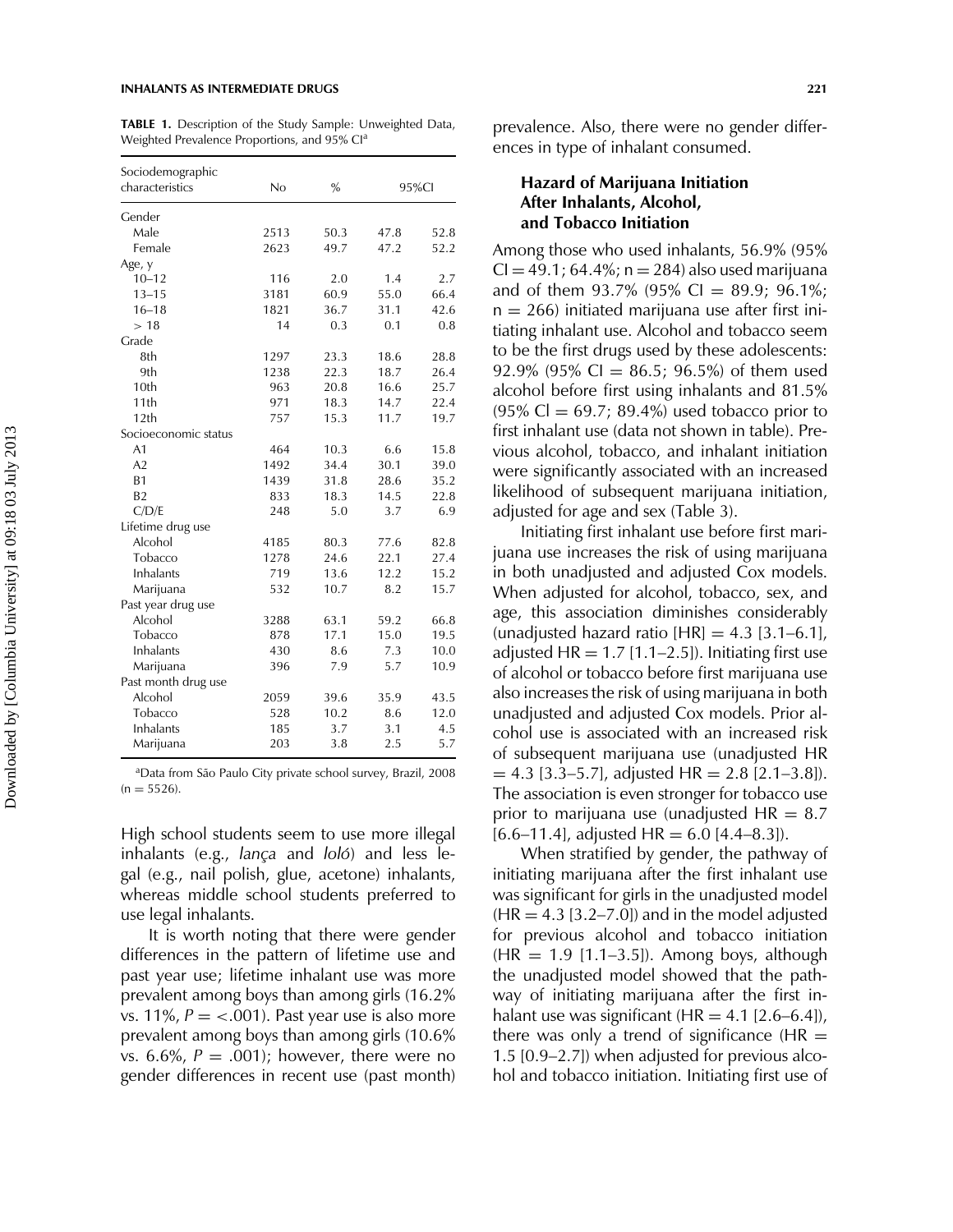**TABLE 1.** Description of the Study Sample: Unweighted Data, Weighted Prevalence Proportions, and 95% CI[a]

| Sociodemographic characteristics | No | % | 95%CI | |
|---|---|---|---|---|
| Gender | | | | |
| Male | 2513 | 50.3 | 47.8 | 52.8 |
| Female | 2623 | 49.7 | 47.2 | 52.2 |
| Age, y | | | | |
| 10–12 | 116 | 2.0 | 1.4 | 2.7 |
| 13–15 | 3181 | 60.9 | 55.0 | 66.4 |
| 16–18 | 1821 | 36.7 | 31.1 | 42.6 |
| > 18 | 14 | 0.3 | 0.1 | 0.8 |
| Grade | | | | |
| 8th | 1297 | 23.3 | 18.6 | 28.8 |
| 9th | 1238 | 22.3 | 18.7 | 26.4 |
| 10th | 963 | 20.8 | 16.6 | 25.7 |
| 11th | 971 | 18.3 | 14.7 | 22.4 |
| 12th | 757 | 15.3 | 11.7 | 19.7 |
| Socioeconomic status | | | | |
| A1 | 464 | 10.3 | 6.6 | 15.8 |
| A2 | 1492 | 34.4 | 30.1 | 39.0 |
| B1 | 1439 | 31.8 | 28.6 | 35.2 |
| B2 | 833 | 18.3 | 14.5 | 22.8 |
| C/D/E | 248 | 5.0 | 3.7 | 6.9 |
| Lifetime drug use | | | | |
| Alcohol | 4185 | 80.3 | 77.6 | 82.8 |
| Tobacco | 1278 | 24.6 | 22.1 | 27.4 |
| Inhalants | 719 | 13.6 | 12.2 | 15.2 |
| Marijuana | 532 | 10.7 | 8.2 | 15.7 |
| Past year drug use | | | | |
| Alcohol | 3288 | 63.1 | 59.2 | 66.8 |
| Tobacco | 878 | 17.1 | 15.0 | 19.5 |
| Inhalants | 430 | 8.6 | 7.3 | 10.0 |
| Marijuana | 396 | 7.9 | 5.7 | 10.9 |
| Past month drug use | | | | |
| Alcohol | 2059 | 39.6 | 35.9 | 43.5 |
| Tobacco | 528 | 10.2 | 8.6 | 12.0 |
| Inhalants | 185 | 3.7 | 3.1 | 4.5 |
| Marijuana | 203 | 3.8 | 2.5 | 5.7 |

[a]Data from São Paulo City private school survey, Brazil, 2008 (n = 5526).

High school students seem to use more illegal inhalants (e.g., *lança* and *loló*) and less legal (e.g., nail polish, glue, acetone) inhalants, whereas middle school students preferred to use legal inhalants.

It is worth noting that there were gender differences in the pattern of lifetime use and past year use; lifetime inhalant use was more prevalent among boys than among girls (16.2% vs. 11%, $P = <.001$). Past year use is also more prevalent among boys than among girls (10.6% vs. 6.6%, $P = .001$); however, there were no gender differences in recent use (past month) prevalence. Also, there were no gender differences in type of inhalant consumed.

### Hazard of Marijuana Initiation After Inhalants, Alcohol, and Tobacco Initiation

Among those who used inhalants, 56.9% (95% CI = 49.1; 64.4%; n = 284) also used marijuana and of them 93.7% (95% CI = 89.9; 96.1%; n = 266) initiated marijuana use after first initiating inhalant use. Alcohol and tobacco seem to be the first drugs used by these adolescents: 92.9% (95% CI = 86.5; 96.5%) of them used alcohol before first using inhalants and 81.5% (95% CI = 69.7; 89.4%) used tobacco prior to first inhalant use (data not shown in table). Previous alcohol, tobacco, and inhalant initiation were significantly associated with an increased likelihood of subsequent marijuana initiation, adjusted for age and sex (Table 3).

Initiating first inhalant use before first marijuana use increases the risk of using marijuana in both unadjusted and adjusted Cox models. When adjusted for alcohol, tobacco, sex, and age, this association diminishes considerably (unadjusted hazard ratio [HR] = 4.3 [3.1–6.1], adjusted HR = 1.7 [1.1–2.5]). Initiating first use of alcohol or tobacco before first marijuana use also increases the risk of using marijuana in both unadjusted and adjusted Cox models. Prior alcohol use is associated with an increased risk of subsequent marijuana use (unadjusted HR = 4.3 [3.3–5.7], adjusted HR = 2.8 [2.1–3.8]). The association is even stronger for tobacco use prior to marijuana use (unadjusted HR = 8.7 [6.6–11.4], adjusted HR = 6.0 [4.4–8.3]).

When stratified by gender, the pathway of initiating marijuana after the first inhalant use was significant for girls in the unadjusted model (HR = 4.3 [3.2–7.0]) and in the model adjusted for previous alcohol and tobacco initiation (HR = 1.9 [1.1–3.5]). Among boys, although the unadjusted model showed that the pathway of initiating marijuana after the first inhalant use was significant (HR = 4.1 [2.6–6.4]), there was only a trend of significance (HR = 1.5 [0.9–2.7]) when adjusted for previous alcohol and tobacco initiation. Initiating first use of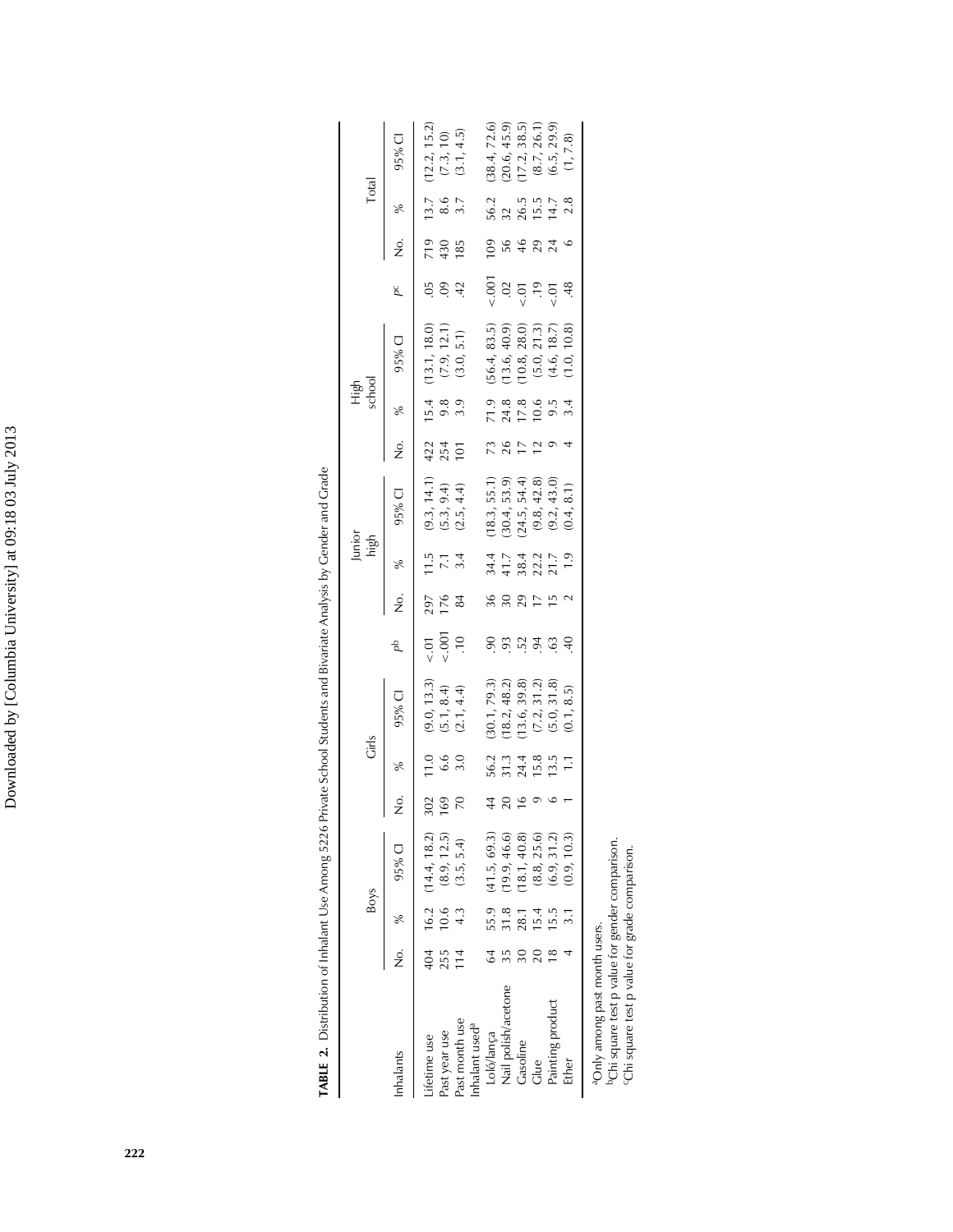**TABLE 2.** Distribution of Inhalant Use Among 5226 Private School Students and Bivariate Analysis by Gender and Grade

| Inhalants | Boys | | | Girls | | | | Junior high | | | High school | | | | Total | | |
|---|---|---|---|---|---|---|---|---|---|---|---|---|---|---|---|---|---|
| | No. | % | 95% CI | No. | % | 95% CI | P[b] | No. | % | 95% CI | No. | % | 95% CI | P[c] | No. | % | 95% CI |
| Lifetime use | 404 | 16.2 | (14.4, 18.2) | 302 | 11.0 | (9.0, 13.3) | <.01 | 297 | 11.5 | (9.3, 14.1) | 422 | 15.4 | (13.1, 18.0) | .05 | 719 | 13.7 | (12.2, 15.2) |
| Past year use | 255 | 10.6 | (8.9, 12.5) | 169 | 6.6 | (5.1, 8.4) | <.001 | 176 | 7.1 | (5.3, 9.4) | 254 | 9.8 | (7.9, 12.1) | .09 | 430 | 8.6 | (7.3, 10) |
| Past month use | 114 | 4.3 | (3.5, 5.4) | 70 | 3.0 | (2.1, 4.4) | .10 | 84 | 3.4 | (2.5, 4.4) | 101 | 3.9 | (3.0, 5.1) | .42 | 185 | 3.7 | (3.1, 4.5) |
| Inhalant used[a] | | | | | | | | | | | | | | | | | |
| Loló/lança | 64 | 55.9 | (41.5, 69.3) | 44 | 56.2 | (30.1, 79.3) | .90 | 36 | 34.4 | (18.3, 55.1) | 73 | 71.9 | (56.4, 83.5) | <.001 | 109 | 56.2 | (38.4, 72.6) |
| Nail polish/acetone | 35 | 31.8 | (19.9, 46.6) | 20 | 31.3 | (18.2, 48.2) | .93 | 30 | 41.7 | (30.4, 53.9) | 26 | 24.8 | (13.6, 40.9) | .02 | 56 | 32 | (20.6, 45.9) |
| Gasoline | 30 | 28.1 | (18.1, 40.8) | 16 | 24.4 | (13.6, 39.8) | .52 | 29 | 38.4 | (24.5, 54.4) | 17 | 17.8 | (10.8, 28.0) | <.01 | 46 | 26.5 | (17.2, 38.5) |
| Glue | 20 | 15.4 | (8.8, 25.6) | 9 | 15.8 | (7.2, 31.2) | .94 | 17 | 22.2 | (9.8, 42.8) | 12 | 10.6 | (5.0, 21.3) | .19 | 29 | 15.5 | (8.7, 26.1) |
| Painting product | 18 | 15.5 | (6.9, 31.2) | 6 | 13.5 | (5.0, 31.8) | .63 | 15 | 21.7 | (9.2, 43.0) | 9 | 9.5 | (4.6, 18.7) | <.01 | 24 | 14.7 | (6.5, 29.9) |
| Ether | 4 | 3.1 | (0.9, 10.3) | 1 | 1.1 | (0.1, 8.5) | .40 | 2 | 1.9 | (0.4, 8.1) | 4 | 3.4 | (1.0, 10.8) | .48 | 6 | 2.8 | (1, 7.8) |

[a]Only among past month users.
[b]Chi square test p value for gender comparison.
[c]Chi square test p value for grade comparison.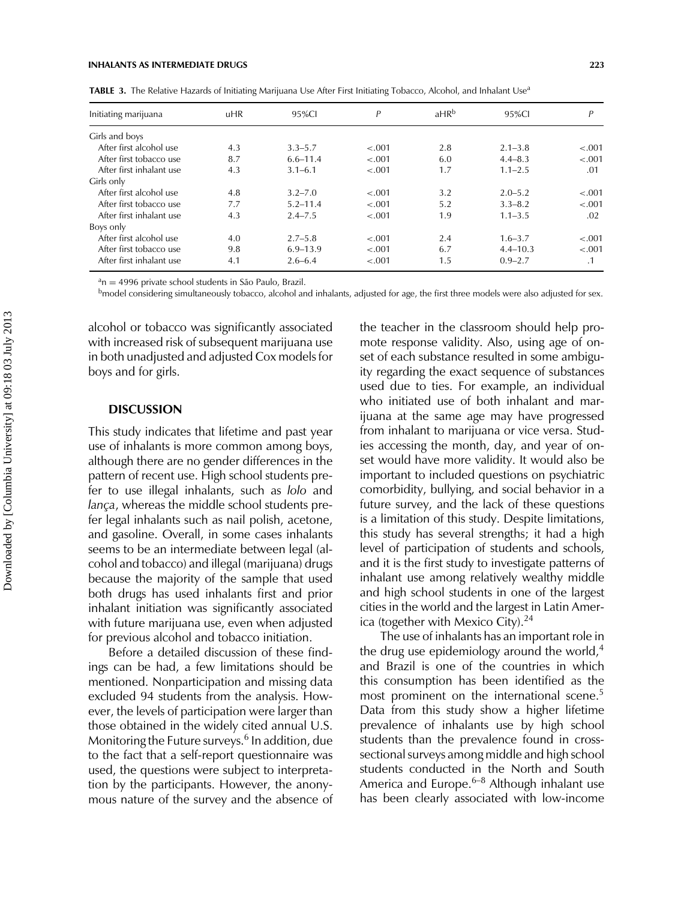**TABLE 3.** The Relative Hazards of Initiating Marijuana Use After First Initiating Tobacco, Alcohol, and Inhalant Use[a]

| Initiating marijuana | uHR | 95%CI | P | aHR[b] | 95%CI | P |
|---|---|---|---|---|---|---|
| Girls and boys | | | | | | |
| After first alcohol use | 4.3 | 3.3–5.7 | <.001 | 2.8 | 2.1–3.8 | <.001 |
| After first tobacco use | 8.7 | 6.6–11.4 | <.001 | 6.0 | 4.4–8.3 | <.001 |
| After first inhalant use | 4.3 | 3.1–6.1 | <.001 | 1.7 | 1.1–2.5 | .01 |
| Girls only | | | | | | |
| After first alcohol use | 4.8 | 3.2–7.0 | <.001 | 3.2 | 2.0–5.2 | <.001 |
| After first tobacco use | 7.7 | 5.2–11.4 | <.001 | 5.2 | 3.3–8.2 | <.001 |
| After first inhalant use | 4.3 | 2.4–7.5 | <.001 | 1.9 | 1.1–3.5 | .02 |
| Boys only | | | | | | |
| After first alcohol use | 4.0 | 2.7–5.8 | <.001 | 2.4 | 1.6–3.7 | <.001 |
| After first tobacco use | 9.8 | 6.9–13.9 | <.001 | 6.7 | 4.4–10.3 | <.001 |
| After first inhalant use | 4.1 | 2.6–6.4 | <.001 | 1.5 | 0.9–2.7 | .1 |

[a]n = 4996 private school students in São Paulo, Brazil.
[b]model considering simultaneously tobacco, alcohol and inhalants, adjusted for age, the first three models were also adjusted for sex.

alcohol or tobacco was significantly associated with increased risk of subsequent marijuana use in both unadjusted and adjusted Cox models for boys and for girls.

## DISCUSSION

This study indicates that lifetime and past year use of inhalants is more common among boys, although there are no gender differences in the pattern of recent use. High school students prefer to use illegal inhalants, such as *lolo* and *lança*, whereas the middle school students prefer legal inhalants such as nail polish, acetone, and gasoline. Overall, in some cases inhalants seems to be an intermediate between legal (alcohol and tobacco) and illegal (marijuana) drugs because the majority of the sample that used both drugs has used inhalants first and prior inhalant initiation was significantly associated with future marijuana use, even when adjusted for previous alcohol and tobacco initiation.

Before a detailed discussion of these findings can be had, a few limitations should be mentioned. Nonparticipation and missing data excluded 94 students from the analysis. However, the levels of participation were larger than those obtained in the widely cited annual U.S. Monitoring the Future surveys.[6] In addition, due to the fact that a self-report questionnaire was used, the questions were subject to interpretation by the participants. However, the anonymous nature of the survey and the absence of the teacher in the classroom should help promote response validity. Also, using age of onset of each substance resulted in some ambiguity regarding the exact sequence of substances used due to ties. For example, an individual who initiated use of both inhalant and marijuana at the same age may have progressed from inhalant to marijuana or vice versa. Studies accessing the month, day, and year of onset would have more validity. It would also be important to included questions on psychiatric comorbidity, bullying, and social behavior in a future survey, and the lack of these questions is a limitation of this study. Despite limitations, this study has several strengths; it had a high level of participation of students and schools, and it is the first study to investigate patterns of inhalant use among relatively wealthy middle and high school students in one of the largest cities in the world and the largest in Latin America (together with Mexico City).[24]

The use of inhalants has an important role in the drug use epidemiology around the world,[4] and Brazil is one of the countries in which this consumption has been identified as the most prominent on the international scene.[5] Data from this study show a higher lifetime prevalence of inhalants use by high school students than the prevalence found in cross-sectional surveys among middle and high school students conducted in the North and South America and Europe.[6–8] Although inhalant use has been clearly associated with low-income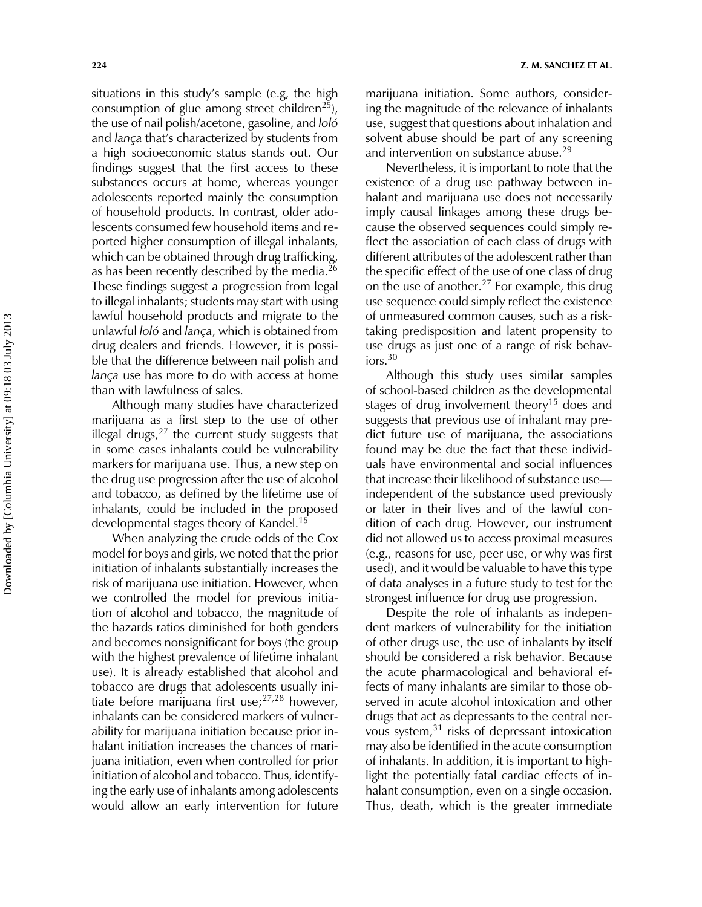situations in this study's sample (e.g, the high consumption of glue among street children[25]), the use of nail polish/acetone, gasoline, and *loló* and *lança* that's characterized by students from a high socioeconomic status stands out. Our findings suggest that the first access to these substances occurs at home, whereas younger adolescents reported mainly the consumption of household products. In contrast, older adolescents consumed few household items and reported higher consumption of illegal inhalants, which can be obtained through drug trafficking, as has been recently described by the media.[26] These findings suggest a progression from legal to illegal inhalants; students may start with using lawful household products and migrate to the unlawful *loló* and *lança*, which is obtained from drug dealers and friends. However, it is possible that the difference between nail polish and *lança* use has more to do with access at home than with lawfulness of sales.

Although many studies have characterized marijuana as a first step to the use of other illegal drugs,[27] the current study suggests that in some cases inhalants could be vulnerability markers for marijuana use. Thus, a new step on the drug use progression after the use of alcohol and tobacco, as defined by the lifetime use of inhalants, could be included in the proposed developmental stages theory of Kandel.[15]

When analyzing the crude odds of the Cox model for boys and girls, we noted that the prior initiation of inhalants substantially increases the risk of marijuana use initiation. However, when we controlled the model for previous initiation of alcohol and tobacco, the magnitude of the hazards ratios diminished for both genders and becomes nonsignificant for boys (the group with the highest prevalence of lifetime inhalant use). It is already established that alcohol and tobacco are drugs that adolescents usually initiate before marijuana first use;[27,28] however, inhalants can be considered markers of vulnerability for marijuana initiation because prior inhalant initiation increases the chances of marijuana initiation, even when controlled for prior initiation of alcohol and tobacco. Thus, identifying the early use of inhalants among adolescents would allow an early intervention for future marijuana initiation. Some authors, considering the magnitude of the relevance of inhalants use, suggest that questions about inhalation and solvent abuse should be part of any screening and intervention on substance abuse.[29]

Nevertheless, it is important to note that the existence of a drug use pathway between inhalant and marijuana use does not necessarily imply causal linkages among these drugs because the observed sequences could simply reflect the association of each class of drugs with different attributes of the adolescent rather than the specific effect of the use of one class of drug on the use of another.[27] For example, this drug use sequence could simply reflect the existence of unmeasured common causes, such as a risk-taking predisposition and latent propensity to use drugs as just one of a range of risk behaviors.[30]

Although this study uses similar samples of school-based children as the developmental stages of drug involvement theory[15] does and suggests that previous use of inhalant may predict future use of marijuana, the associations found may be due the fact that these individuals have environmental and social influences that increase their likelihood of substance use—independent of the substance used previously or later in their lives and of the lawful condition of each drug. However, our instrument did not allowed us to access proximal measures (e.g., reasons for use, peer use, or why was first used), and it would be valuable to have this type of data analyses in a future study to test for the strongest influence for drug use progression.

Despite the role of inhalants as independent markers of vulnerability for the initiation of other drugs use, the use of inhalants by itself should be considered a risk behavior. Because the acute pharmacological and behavioral effects of many inhalants are similar to those observed in acute alcohol intoxication and other drugs that act as depressants to the central nervous system,[31] risks of depressant intoxication may also be identified in the acute consumption of inhalants. In addition, it is important to highlight the potentially fatal cardiac effects of inhalant consumption, even on a single occasion. Thus, death, which is the greater immediate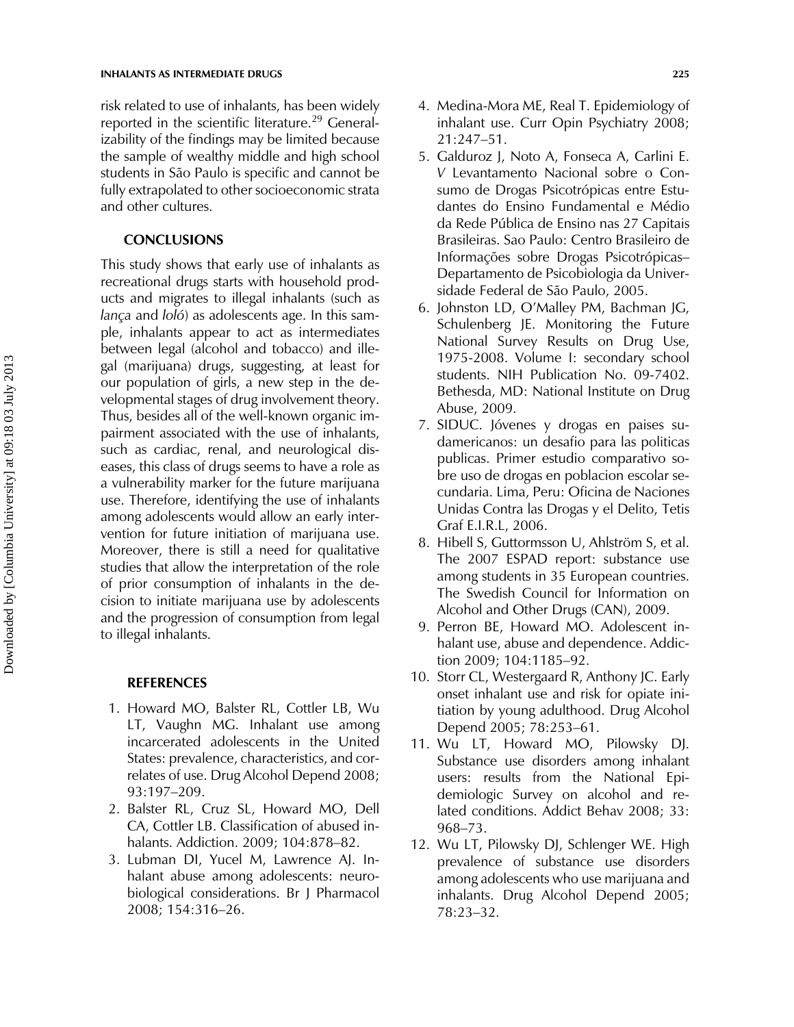risk related to use of inhalants, has been widely reported in the scientific literature.[29] Generalizability of the findings may be limited because the sample of wealthy middle and high school students in São Paulo is specific and cannot be fully extrapolated to other socioeconomic strata and other cultures.

## CONCLUSIONS

This study shows that early use of inhalants as recreational drugs starts with household products and migrates to illegal inhalants (such as *lança* and *loló*) as adolescents age. In this sample, inhalants appear to act as intermediates between legal (alcohol and tobacco) and illegal (marijuana) drugs, suggesting, at least for our population of girls, a new step in the developmental stages of drug involvement theory. Thus, besides all of the well-known organic impairment associated with the use of inhalants, such as cardiac, renal, and neurological diseases, this class of drugs seems to have a role as a vulnerability marker for the future marijuana use. Therefore, identifying the use of inhalants among adolescents would allow an early intervention for future initiation of marijuana use. Moreover, there is still a need for qualitative studies that allow the interpretation of the role of prior consumption of inhalants in the decision to initiate marijuana use by adolescents and the progression of consumption from legal to illegal inhalants.

## REFERENCES

1. Howard MO, Balster RL, Cottler LB, Wu LT, Vaughn MG. Inhalant use among incarcerated adolescents in the United States: prevalence, characteristics, and correlates of use. Drug Alcohol Depend 2008; 93:197–209.
2. Balster RL, Cruz SL, Howard MO, Dell CA, Cottler LB. Classification of abused inhalants. Addiction. 2009; 104:878–82.
3. Lubman DI, Yucel M, Lawrence AJ. Inhalant abuse among adolescents: neurobiological considerations. Br J Pharmacol 2008; 154:316–26.
4. Medina-Mora ME, Real T. Epidemiology of inhalant use. Curr Opin Psychiatry 2008; 21:247–51.
5. Galduroz J, Noto A, Fonseca A, Carlini E. *V* Levantamento Nacional sobre o Consumo de Drogas Psicotrópicas entre Estudantes do Ensino Fundamental e Médio da Rede Pública de Ensino nas 27 Capitais Brasileiras. Sao Paulo: Centro Brasileiro de Informações sobre Drogas Psicotrópicas–Departamento de Psicobiologia da Universidade Federal de São Paulo, 2005.
6. Johnston LD, O'Malley PM, Bachman JG, Schulenberg JE. Monitoring the Future National Survey Results on Drug Use, 1975-2008. Volume I: secondary school students. NIH Publication No. 09-7402. Bethesda, MD: National Institute on Drug Abuse, 2009.
7. SIDUC. Jóvenes y drogas en paises sudamericanos: un desafio para las politicas publicas. Primer estudio comparativo sobre uso de drogas en poblacion escolar secundaria. Lima, Peru: Oficina de Naciones Unidas Contra las Drogas y el Delito, Tetis Graf E.I.R.L, 2006.
8. Hibell S, Guttormsson U, Ahlström S, et al. The 2007 ESPAD report: substance use among students in 35 European countries. The Swedish Council for Information on Alcohol and Other Drugs (CAN), 2009.
9. Perron BE, Howard MO. Adolescent inhalant use, abuse and dependence. Addiction 2009; 104:1185–92.
10. Storr CL, Westergaard R, Anthony JC. Early onset inhalant use and risk for opiate initiation by young adulthood. Drug Alcohol Depend 2005; 78:253–61.
11. Wu LT, Howard MO, Pilowsky DJ. Substance use disorders among inhalant users: results from the National Epidemiologic Survey on alcohol and related conditions. Addict Behav 2008; 33: 968–73.
12. Wu LT, Pilowsky DJ, Schlenger WE. High prevalence of substance use disorders among adolescents who use marijuana and inhalants. Drug Alcohol Depend 2005; 78:23–32.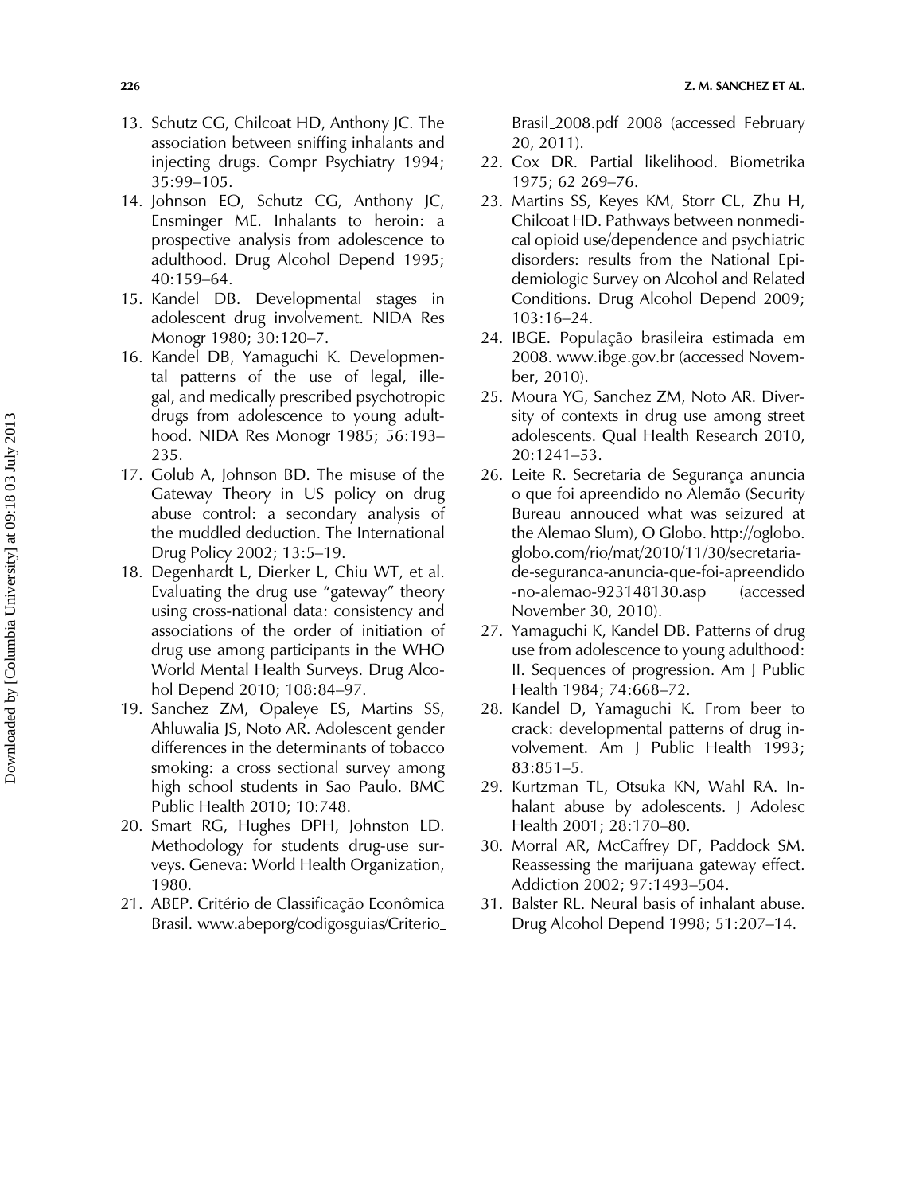13. Schutz CG, Chilcoat HD, Anthony JC. The association between sniffing inhalants and injecting drugs. Compr Psychiatry 1994; 35:99–105.
14. Johnson EO, Schutz CG, Anthony JC, Ensminger ME. Inhalants to heroin: a prospective analysis from adolescence to adulthood. Drug Alcohol Depend 1995; 40:159–64.
15. Kandel DB. Developmental stages in adolescent drug involvement. NIDA Res Monogr 1980; 30:120–7.
16. Kandel DB, Yamaguchi K. Developmental patterns of the use of legal, illegal, and medically prescribed psychotropic drugs from adolescence to young adulthood. NIDA Res Monogr 1985; 56:193–235.
17. Golub A, Johnson BD. The misuse of the Gateway Theory in US policy on drug abuse control: a secondary analysis of the muddled deduction. The International Drug Policy 2002; 13:5–19.
18. Degenhardt L, Dierker L, Chiu WT, et al. Evaluating the drug use "gateway" theory using cross-national data: consistency and associations of the order of initiation of drug use among participants in the WHO World Mental Health Surveys. Drug Alcohol Depend 2010; 108:84–97.
19. Sanchez ZM, Opaleye ES, Martins SS, Ahluwalia JS, Noto AR. Adolescent gender differences in the determinants of tobacco smoking: a cross sectional survey among high school students in Sao Paulo. BMC Public Health 2010; 10:748.
20. Smart RG, Hughes DPH, Johnston LD. Methodology for students drug-use surveys. Geneva: World Health Organization, 1980.
21. ABEP. Critério de Classificação Econômica Brasil. www.abeporg/codigosguias/Criterio_Brasil_2008.pdf 2008 (accessed February 20, 2011).
22. Cox DR. Partial likelihood. Biometrika 1975; 62 269–76.
23. Martins SS, Keyes KM, Storr CL, Zhu H, Chilcoat HD. Pathways between nonmedical opioid use/dependence and psychiatric disorders: results from the National Epidemiologic Survey on Alcohol and Related Conditions. Drug Alcohol Depend 2009; 103:16–24.
24. IBGE. População brasileira estimada em 2008. www.ibge.gov.br (accessed November, 2010).
25. Moura YG, Sanchez ZM, Noto AR. Diversity of contexts in drug use among street adolescents. Qual Health Research 2010, 20:1241–53.
26. Leite R. Secretaria de Segurança anuncia o que foi apreendido no Alemão (Security Bureau annouced what was seizured at the Alemao Slum), O Globo. http://oglobo.globo.com/rio/mat/2010/11/30/secretaria-de-seguranca-anuncia-que-foi-apreendido-no-alemao-923148130.asp (accessed November 30, 2010).
27. Yamaguchi K, Kandel DB. Patterns of drug use from adolescence to young adulthood: II. Sequences of progression. Am J Public Health 1984; 74:668–72.
28. Kandel D, Yamaguchi K. From beer to crack: developmental patterns of drug involvement. Am J Public Health 1993; 83:851–5.
29. Kurtzman TL, Otsuka KN, Wahl RA. Inhalant abuse by adolescents. J Adolesc Health 2001; 28:170–80.
30. Morral AR, McCaffrey DF, Paddock SM. Reassessing the marijuana gateway effect. Addiction 2002; 97:1493–504.
31. Balster RL. Neural basis of inhalant abuse. Drug Alcohol Depend 1998; 51:207–14.